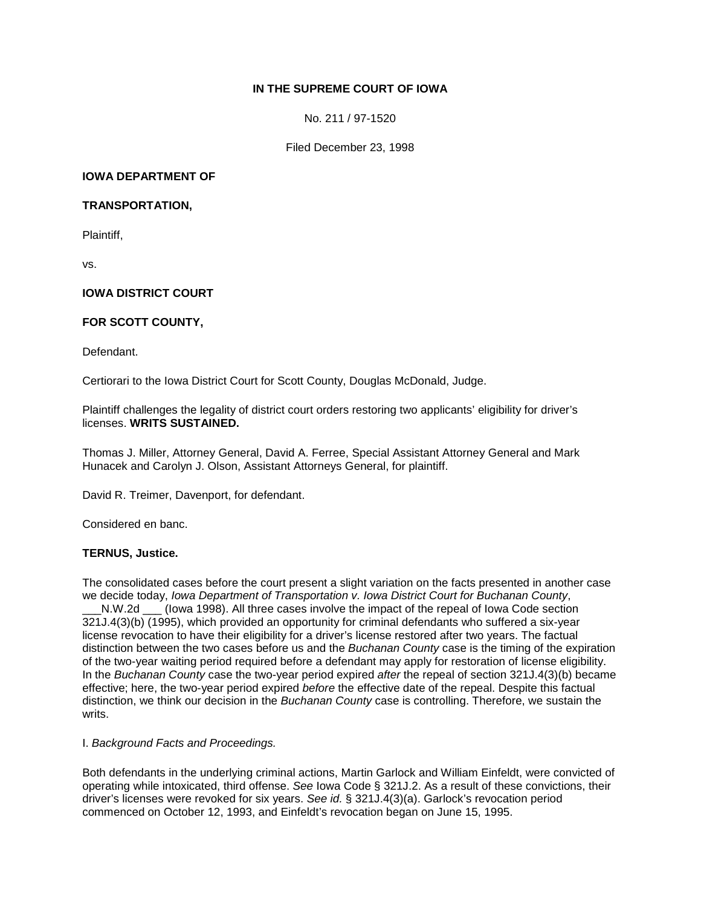**IN THE SUPREME COURT OF IOWA**

No. 211 / 97-1520

Filed December 23, 1998

**IOWA DEPARTMENT OF**

**TRANSPORTATION,**

Plaintiff,

vs.

**IOWA DISTRICT COURT**

**FOR SCOTT COUNTY,**

Defendant.

Certiorari to the Iowa District Court for Scott County, Douglas McDonald, Judge.

Plaintiff challenges the legality of district court orders restoring two applicants' eligibility for driver's licenses. **WRITS SUSTAINED.**

Thomas J. Miller, Attorney General, David A. Ferree, Special Assistant Attorney General and Mark Hunacek and Carolyn J. Olson, Assistant Attorneys General, for plaintiff.

David R. Treimer, Davenport, for defendant.

Considered en banc.

**TERNUS, Justice.**

The consolidated cases before the court present a slight variation on the facts presented in another case we decide today, *Iowa Department of Transportation v. Iowa District Court for Buchanan County*, ___N.W.2d ___ (Iowa 1998). All three cases involve the impact of the repeal of Iowa Code section 321J.4(3)(b) (1995), which provided an opportunity for criminal defendants who suffered a six-year license revocation to have their eligibility for a driver's license restored after two years. The factual distinction between the two cases before us and the *Buchanan County* case is the timing of the expiration of the two-year waiting period required before a defendant may apply for restoration of license eligibility. In the *Buchanan County* case the two-year period expired *after* the repeal of section 321J.4(3)(b) became effective; here, the two-year period expired *before* the effective date of the repeal. Despite this factual distinction, we think our decision in the *Buchanan County* case is controlling. Therefore, we sustain the writs.

I. *Background Facts and Proceedings.*

Both defendants in the underlying criminal actions, Martin Garlock and William Einfeldt, were convicted of operating while intoxicated, third offense. *See* Iowa Code § 321J.2. As a result of these convictions, their driver's licenses were revoked for six years. *See id.* § 321J.4(3)(a). Garlock's revocation period commenced on October 12, 1993, and Einfeldt's revocation began on June 15, 1995.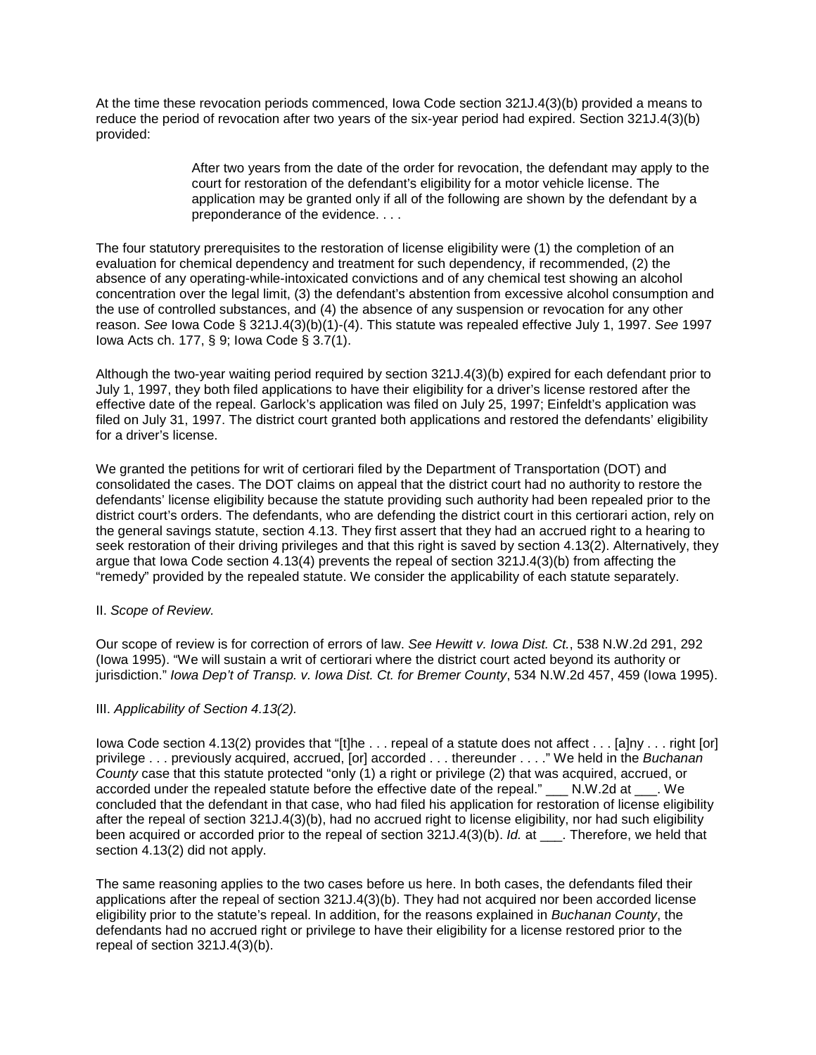At the time these revocation periods commenced, Iowa Code section 321J.4(3)(b) provided a means to reduce the period of revocation after two years of the six-year period had expired. Section 321J.4(3)(b) provided:

> After two years from the date of the order for revocation, the defendant may apply to the court for restoration of the defendant's eligibility for a motor vehicle license. The application may be granted only if all of the following are shown by the defendant by a preponderance of the evidence. . . .

The four statutory prerequisites to the restoration of license eligibility were (1) the completion of an evaluation for chemical dependency and treatment for such dependency, if recommended, (2) the absence of any operating-while-intoxicated convictions and of any chemical test showing an alcohol concentration over the legal limit, (3) the defendant's abstention from excessive alcohol consumption and the use of controlled substances, and (4) the absence of any suspension or revocation for any other reason. *See* Iowa Code § 321J.4(3)(b)(1)-(4). This statute was repealed effective July 1, 1997. *See* 1997 Iowa Acts ch. 177, § 9; Iowa Code § 3.7(1).

Although the two-year waiting period required by section 321J.4(3)(b) expired for each defendant prior to July 1, 1997, they both filed applications to have their eligibility for a driver's license restored after the effective date of the repeal. Garlock's application was filed on July 25, 1997; Einfeldt's application was filed on July 31, 1997. The district court granted both applications and restored the defendants' eligibility for a driver's license.

We granted the petitions for writ of certiorari filed by the Department of Transportation (DOT) and consolidated the cases. The DOT claims on appeal that the district court had no authority to restore the defendants' license eligibility because the statute providing such authority had been repealed prior to the district court's orders. The defendants, who are defending the district court in this certiorari action, rely on the general savings statute, section 4.13. They first assert that they had an accrued right to a hearing to seek restoration of their driving privileges and that this right is saved by section 4.13(2). Alternatively, they argue that Iowa Code section 4.13(4) prevents the repeal of section 321J.4(3)(b) from affecting the "remedy" provided by the repealed statute. We consider the applicability of each statute separately.

II. *Scope of Review.*

Our scope of review is for correction of errors of law. *See Hewitt v. Iowa Dist. Ct.*, 538 N.W.2d 291, 292 (Iowa 1995). "We will sustain a writ of certiorari where the district court acted beyond its authority or jurisdiction." *Iowa Dep't of Transp. v. Iowa Dist. Ct. for Bremer County*, 534 N.W.2d 457, 459 (Iowa 1995).

III. *Applicability of Section 4.13(2).*

Iowa Code section 4.13(2) provides that "[t]he . . . repeal of a statute does not affect . . . [a]ny . . . right [or] privilege . . . previously acquired, accrued, [or] accorded . . . thereunder . . . ." We held in the *Buchanan County* case that this statute protected "only (1) a right or privilege (2) that was acquired, accrued, or accorded under the repealed statute before the effective date of the repeal." ___ N.W.2d at ___. We concluded that the defendant in that case, who had filed his application for restoration of license eligibility after the repeal of section 321J.4(3)(b), had no accrued right to license eligibility, nor had such eligibility been acquired or accorded prior to the repeal of section 321J.4(3)(b). *Id.* at ___. Therefore, we held that section 4.13(2) did not apply.

The same reasoning applies to the two cases before us here. In both cases, the defendants filed their applications after the repeal of section 321J.4(3)(b). They had not acquired nor been accorded license eligibility prior to the statute's repeal. In addition, for the reasons explained in *Buchanan County*, the defendants had no accrued right or privilege to have their eligibility for a license restored prior to the repeal of section 321J.4(3)(b).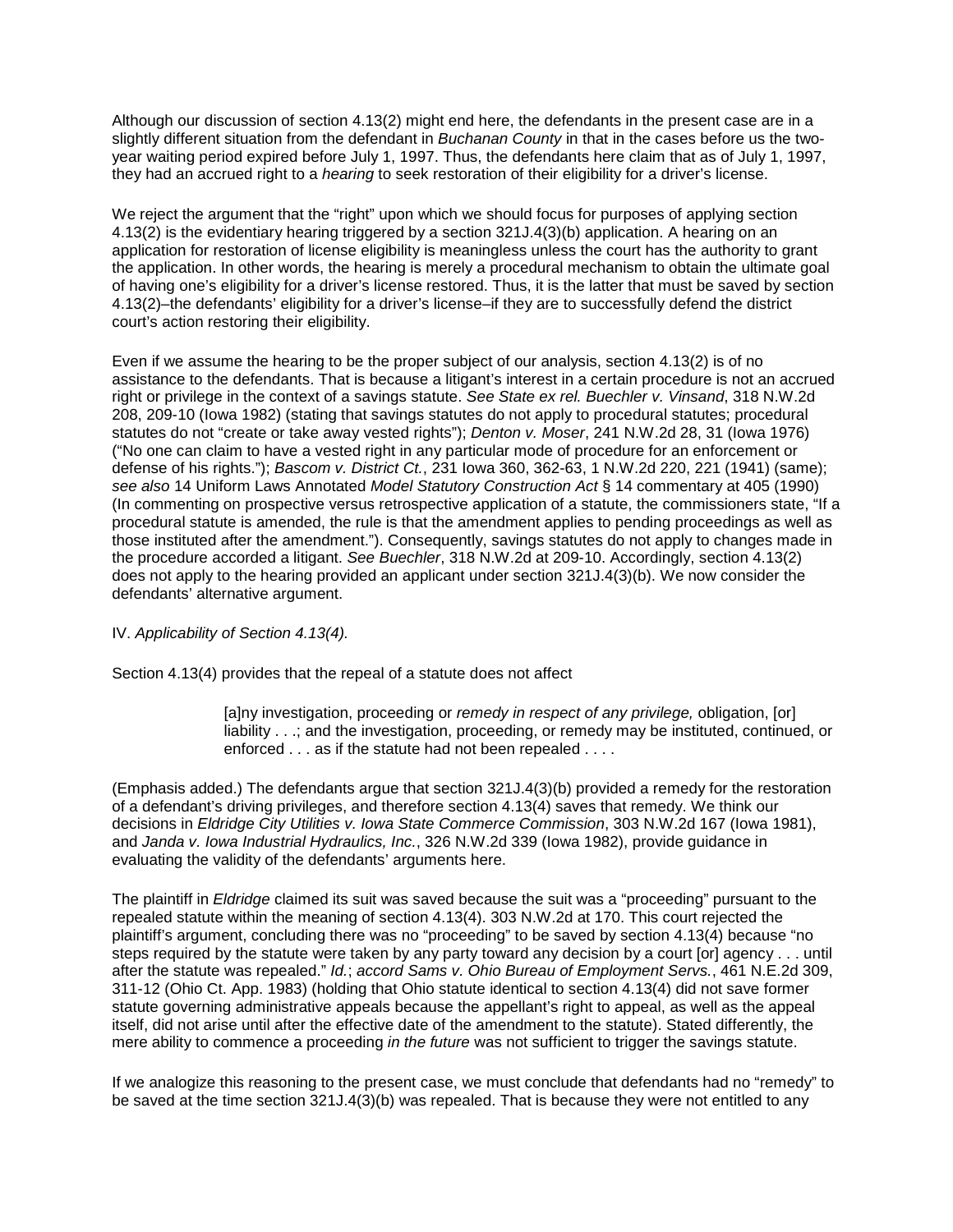Although our discussion of section 4.13(2) might end here, the defendants in the present case are in a slightly different situation from the defendant in *Buchanan County* in that in the cases before us the two-year waiting period expired before July 1, 1997. Thus, the defendants here claim that as of July 1, 1997, they had an accrued right to a *hearing* to seek restoration of their eligibility for a driver's license.

We reject the argument that the "right" upon which we should focus for purposes of applying section 4.13(2) is the evidentiary hearing triggered by a section 321J.4(3)(b) application. A hearing on an application for restoration of license eligibility is meaningless unless the court has the authority to grant the application. In other words, the hearing is merely a procedural mechanism to obtain the ultimate goal of having one's eligibility for a driver's license restored. Thus, it is the latter that must be saved by section 4.13(2)–the defendants' eligibility for a driver's license–if they are to successfully defend the district court's action restoring their eligibility.

Even if we assume the hearing to be the proper subject of our analysis, section 4.13(2) is of no assistance to the defendants. That is because a litigant's interest in a certain procedure is not an accrued right or privilege in the context of a savings statute. *See State ex rel. Buechler v. Vinsand*, 318 N.W.2d 208, 209-10 (Iowa 1982) (stating that savings statutes do not apply to procedural statutes; procedural statutes do not "create or take away vested rights"); *Denton v. Moser*, 241 N.W.2d 28, 31 (Iowa 1976) ("No one can claim to have a vested right in any particular mode of procedure for an enforcement or defense of his rights."); *Bascom v. District Ct.*, 231 Iowa 360, 362-63, 1 N.W.2d 220, 221 (1941) (same); *see also* 14 Uniform Laws Annotated *Model Statutory Construction Act* § 14 commentary at 405 (1990) (In commenting on prospective versus retrospective application of a statute, the commissioners state, "If a procedural statute is amended, the rule is that the amendment applies to pending proceedings as well as those instituted after the amendment."). Consequently, savings statutes do not apply to changes made in the procedure accorded a litigant. *See Buechler*, 318 N.W.2d at 209-10. Accordingly, section 4.13(2) does not apply to the hearing provided an applicant under section 321J.4(3)(b). We now consider the defendants' alternative argument.

IV. *Applicability of Section 4.13(4).*

Section 4.13(4) provides that the repeal of a statute does not affect

> [a]ny investigation, proceeding or *remedy in respect of any privilege,* obligation, [or] liability . . .; and the investigation, proceeding, or remedy may be instituted, continued, or enforced . . . as if the statute had not been repealed . . . .

(Emphasis added.) The defendants argue that section 321J.4(3)(b) provided a remedy for the restoration of a defendant's driving privileges, and therefore section 4.13(4) saves that remedy. We think our decisions in *Eldridge City Utilities v. Iowa State Commerce Commission*, 303 N.W.2d 167 (Iowa 1981), and *Janda v. Iowa Industrial Hydraulics, Inc.*, 326 N.W.2d 339 (Iowa 1982), provide guidance in evaluating the validity of the defendants' arguments here.

The plaintiff in *Eldridge* claimed its suit was saved because the suit was a "proceeding" pursuant to the repealed statute within the meaning of section 4.13(4). 303 N.W.2d at 170. This court rejected the plaintiff's argument, concluding there was no "proceeding" to be saved by section 4.13(4) because "no steps required by the statute were taken by any party toward any decision by a court [or] agency . . . until after the statute was repealed." *Id.*; *accord Sams v. Ohio Bureau of Employment Servs.*, 461 N.E.2d 309, 311-12 (Ohio Ct. App. 1983) (holding that Ohio statute identical to section 4.13(4) did not save former statute governing administrative appeals because the appellant's right to appeal, as well as the appeal itself, did not arise until after the effective date of the amendment to the statute). Stated differently, the mere ability to commence a proceeding *in the future* was not sufficient to trigger the savings statute.

If we analogize this reasoning to the present case, we must conclude that defendants had no "remedy" to be saved at the time section 321J.4(3)(b) was repealed. That is because they were not entitled to any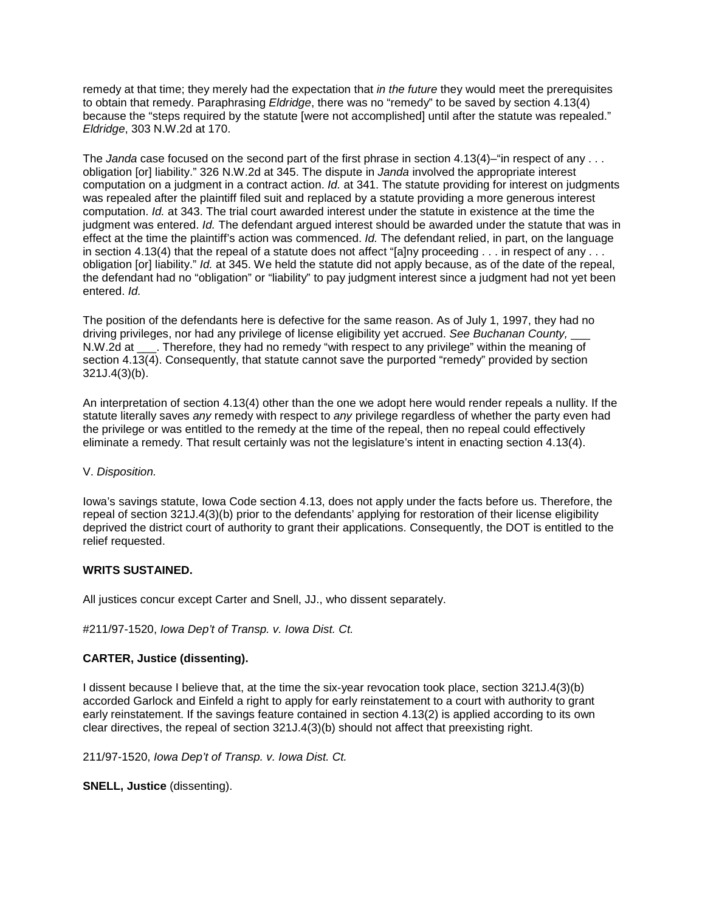remedy at that time; they merely had the expectation that *in the future* they would meet the prerequisites to obtain that remedy. Paraphrasing *Eldridge*, there was no "remedy" to be saved by section 4.13(4) because the "steps required by the statute [were not accomplished] until after the statute was repealed." *Eldridge*, 303 N.W.2d at 170.

The *Janda* case focused on the second part of the first phrase in section 4.13(4)–"in respect of any . . . obligation [or] liability." 326 N.W.2d at 345. The dispute in *Janda* involved the appropriate interest computation on a judgment in a contract action. *Id.* at 341. The statute providing for interest on judgments was repealed after the plaintiff filed suit and replaced by a statute providing a more generous interest computation. *Id.* at 343. The trial court awarded interest under the statute in existence at the time the judgment was entered. *Id.* The defendant argued interest should be awarded under the statute that was in effect at the time the plaintiff's action was commenced. *Id.* The defendant relied, in part, on the language in section 4.13(4) that the repeal of a statute does not affect "[a]ny proceeding . . . in respect of any . . . obligation [or] liability." *Id.* at 345. We held the statute did not apply because, as of the date of the repeal, the defendant had no "obligation" or "liability" to pay judgment interest since a judgment had not yet been entered. *Id.*

The position of the defendants here is defective for the same reason. As of July 1, 1997, they had no driving privileges, nor had any privilege of license eligibility yet accrued. *See Buchanan County,* ___ N.W.2d at ___. Therefore, they had no remedy "with respect to any privilege" within the meaning of section 4.13(4). Consequently, that statute cannot save the purported "remedy" provided by section 321J.4(3)(b).

An interpretation of section 4.13(4) other than the one we adopt here would render repeals a nullity. If the statute literally saves *any* remedy with respect to *any* privilege regardless of whether the party even had the privilege or was entitled to the remedy at the time of the repeal, then no repeal could effectively eliminate a remedy. That result certainly was not the legislature's intent in enacting section 4.13(4).

V. *Disposition.*

Iowa's savings statute, Iowa Code section 4.13, does not apply under the facts before us. Therefore, the repeal of section 321J.4(3)(b) prior to the defendants' applying for restoration of their license eligibility deprived the district court of authority to grant their applications. Consequently, the DOT is entitled to the relief requested.

**WRITS SUSTAINED.**

All justices concur except Carter and Snell, JJ., who dissent separately.

#211/97-1520, *Iowa Dep't of Transp. v. Iowa Dist. Ct.*

**CARTER, Justice (dissenting).**

I dissent because I believe that, at the time the six-year revocation took place, section 321J.4(3)(b) accorded Garlock and Einfeld a right to apply for early reinstatement to a court with authority to grant early reinstatement. If the savings feature contained in section 4.13(2) is applied according to its own clear directives, the repeal of section 321J.4(3)(b) should not affect that preexisting right.

211/97-1520, *Iowa Dep't of Transp. v. Iowa Dist. Ct.*

**SNELL, Justice** (dissenting).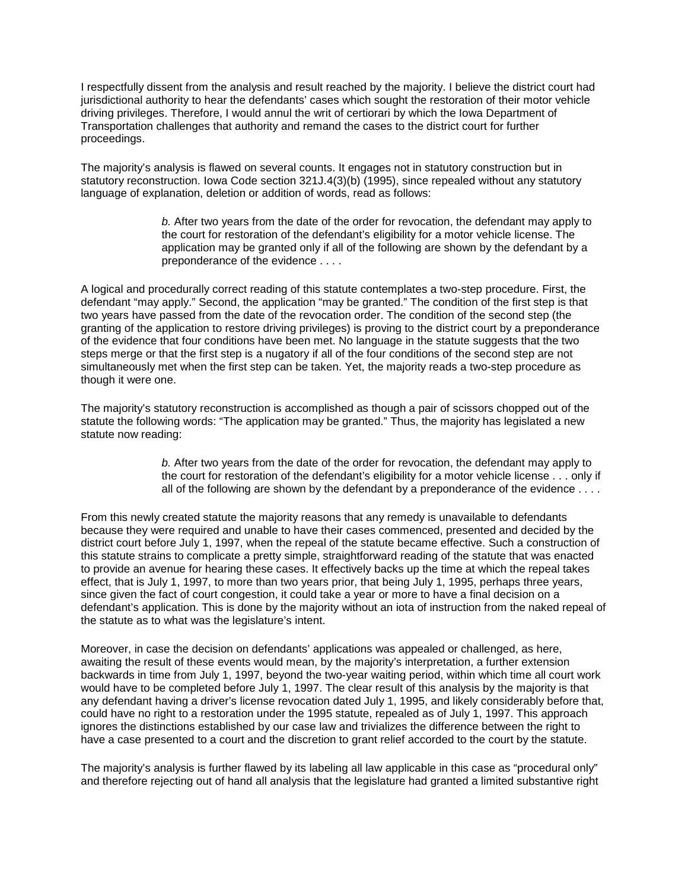I respectfully dissent from the analysis and result reached by the majority. I believe the district court had jurisdictional authority to hear the defendants' cases which sought the restoration of their motor vehicle driving privileges. Therefore, I would annul the writ of certiorari by which the Iowa Department of Transportation challenges that authority and remand the cases to the district court for further proceedings.

The majority's analysis is flawed on several counts. It engages not in statutory construction but in statutory reconstruction. Iowa Code section 321J.4(3)(b) (1995), since repealed without any statutory language of explanation, deletion or addition of words, read as follows:

> *b.* After two years from the date of the order for revocation, the defendant may apply to the court for restoration of the defendant's eligibility for a motor vehicle license. The application may be granted only if all of the following are shown by the defendant by a preponderance of the evidence . . . .

A logical and procedurally correct reading of this statute contemplates a two-step procedure. First, the defendant "may apply." Second, the application "may be granted." The condition of the first step is that two years have passed from the date of the revocation order. The condition of the second step (the granting of the application to restore driving privileges) is proving to the district court by a preponderance of the evidence that four conditions have been met. No language in the statute suggests that the two steps merge or that the first step is a nugatory if all of the four conditions of the second step are not simultaneously met when the first step can be taken. Yet, the majority reads a two-step procedure as though it were one.

The majority's statutory reconstruction is accomplished as though a pair of scissors chopped out of the statute the following words: "The application may be granted." Thus, the majority has legislated a new statute now reading:

> *b.* After two years from the date of the order for revocation, the defendant may apply to the court for restoration of the defendant's eligibility for a motor vehicle license . . . only if all of the following are shown by the defendant by a preponderance of the evidence . . . .

From this newly created statute the majority reasons that any remedy is unavailable to defendants because they were required and unable to have their cases commenced, presented and decided by the district court before July 1, 1997, when the repeal of the statute became effective. Such a construction of this statute strains to complicate a pretty simple, straightforward reading of the statute that was enacted to provide an avenue for hearing these cases. It effectively backs up the time at which the repeal takes effect, that is July 1, 1997, to more than two years prior, that being July 1, 1995, perhaps three years, since given the fact of court congestion, it could take a year or more to have a final decision on a defendant's application. This is done by the majority without an iota of instruction from the naked repeal of the statute as to what was the legislature's intent.

Moreover, in case the decision on defendants' applications was appealed or challenged, as here, awaiting the result of these events would mean, by the majority's interpretation, a further extension backwards in time from July 1, 1997, beyond the two-year waiting period, within which time all court work would have to be completed before July 1, 1997. The clear result of this analysis by the majority is that any defendant having a driver's license revocation dated July 1, 1995, and likely considerably before that, could have no right to a restoration under the 1995 statute, repealed as of July 1, 1997. This approach ignores the distinctions established by our case law and trivializes the difference between the right to have a case presented to a court and the discretion to grant relief accorded to the court by the statute.

The majority's analysis is further flawed by its labeling all law applicable in this case as "procedural only" and therefore rejecting out of hand all analysis that the legislature had granted a limited substantive right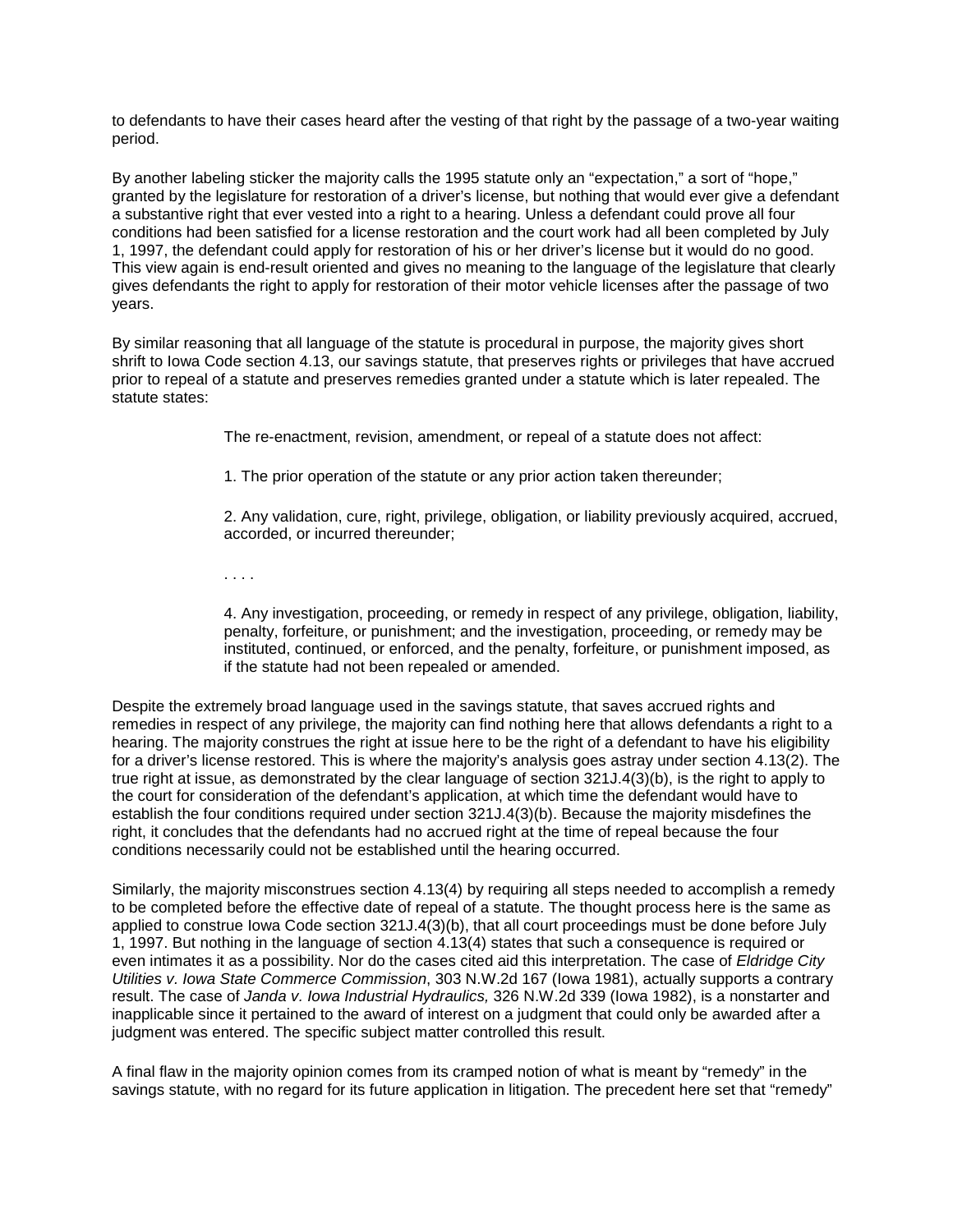to defendants to have their cases heard after the vesting of that right by the passage of a two-year waiting period.

By another labeling sticker the majority calls the 1995 statute only an "expectation," a sort of "hope," granted by the legislature for restoration of a driver's license, but nothing that would ever give a defendant a substantive right that ever vested into a right to a hearing. Unless a defendant could prove all four conditions had been satisfied for a license restoration and the court work had all been completed by July 1, 1997, the defendant could apply for restoration of his or her driver's license but it would do no good. This view again is end-result oriented and gives no meaning to the language of the legislature that clearly gives defendants the right to apply for restoration of their motor vehicle licenses after the passage of two years.

By similar reasoning that all language of the statute is procedural in purpose, the majority gives short shrift to Iowa Code section 4.13, our savings statute, that preserves rights or privileges that have accrued prior to repeal of a statute and preserves remedies granted under a statute which is later repealed. The statute states:

> The re-enactment, revision, amendment, or repeal of a statute does not affect:
>
> 1. The prior operation of the statute or any prior action taken thereunder;
>
> 2. Any validation, cure, right, privilege, obligation, or liability previously acquired, accrued, accorded, or incurred thereunder;
>
> . . . .
>
> 4. Any investigation, proceeding, or remedy in respect of any privilege, obligation, liability, penalty, forfeiture, or punishment; and the investigation, proceeding, or remedy may be instituted, continued, or enforced, and the penalty, forfeiture, or punishment imposed, as if the statute had not been repealed or amended.

Despite the extremely broad language used in the savings statute, that saves accrued rights and remedies in respect of any privilege, the majority can find nothing here that allows defendants a right to a hearing. The majority construes the right at issue here to be the right of a defendant to have his eligibility for a driver's license restored. This is where the majority's analysis goes astray under section 4.13(2). The true right at issue, as demonstrated by the clear language of section 321J.4(3)(b), is the right to apply to the court for consideration of the defendant's application, at which time the defendant would have to establish the four conditions required under section 321J.4(3)(b). Because the majority misdefines the right, it concludes that the defendants had no accrued right at the time of repeal because the four conditions necessarily could not be established until the hearing occurred.

Similarly, the majority misconstrues section 4.13(4) by requiring all steps needed to accomplish a remedy to be completed before the effective date of repeal of a statute. The thought process here is the same as applied to construe Iowa Code section 321J.4(3)(b), that all court proceedings must be done before July 1, 1997. But nothing in the language of section 4.13(4) states that such a consequence is required or even intimates it as a possibility. Nor do the cases cited aid this interpretation. The case of *Eldridge City Utilities v. Iowa State Commerce Commission*, 303 N.W.2d 167 (Iowa 1981), actually supports a contrary result. The case of *Janda v. Iowa Industrial Hydraulics,* 326 N.W.2d 339 (Iowa 1982), is a nonstarter and inapplicable since it pertained to the award of interest on a judgment that could only be awarded after a judgment was entered. The specific subject matter controlled this result.

A final flaw in the majority opinion comes from its cramped notion of what is meant by "remedy" in the savings statute, with no regard for its future application in litigation. The precedent here set that "remedy"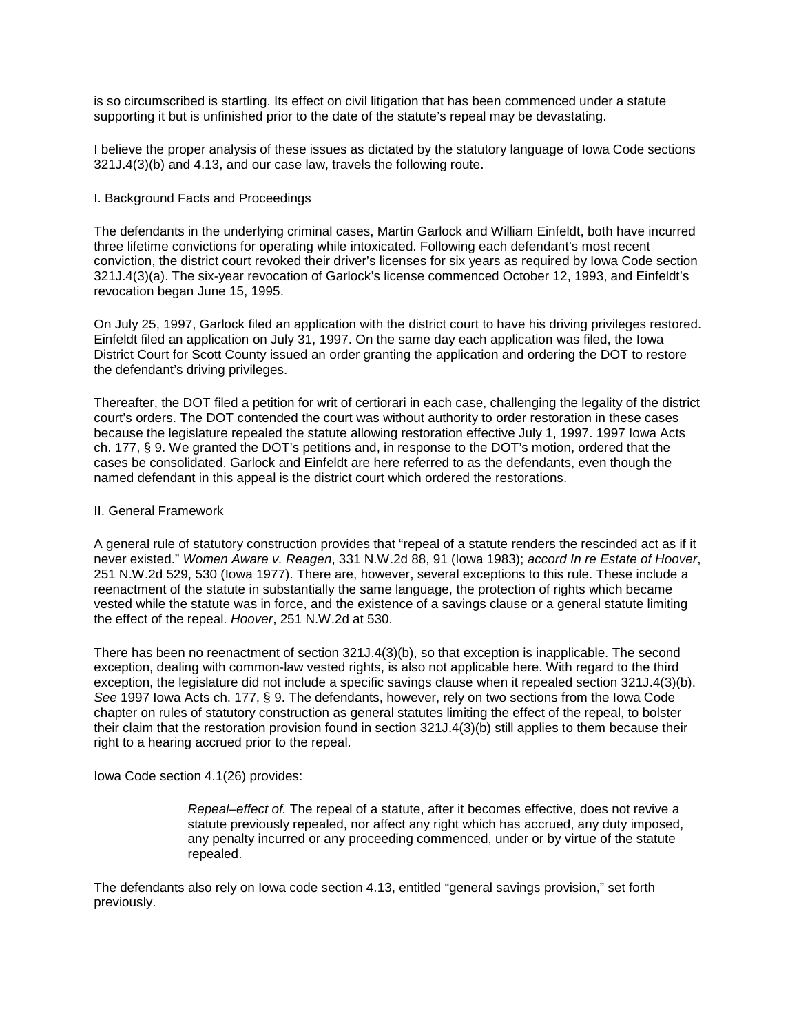is so circumscribed is startling. Its effect on civil litigation that has been commenced under a statute supporting it but is unfinished prior to the date of the statute's repeal may be devastating.

I believe the proper analysis of these issues as dictated by the statutory language of Iowa Code sections 321J.4(3)(b) and 4.13, and our case law, travels the following route.

I. Background Facts and Proceedings

The defendants in the underlying criminal cases, Martin Garlock and William Einfeldt, both have incurred three lifetime convictions for operating while intoxicated. Following each defendant's most recent conviction, the district court revoked their driver's licenses for six years as required by Iowa Code section 321J.4(3)(a). The six-year revocation of Garlock's license commenced October 12, 1993, and Einfeldt's revocation began June 15, 1995.

On July 25, 1997, Garlock filed an application with the district court to have his driving privileges restored. Einfeldt filed an application on July 31, 1997. On the same day each application was filed, the Iowa District Court for Scott County issued an order granting the application and ordering the DOT to restore the defendant's driving privileges.

Thereafter, the DOT filed a petition for writ of certiorari in each case, challenging the legality of the district court's orders. The DOT contended the court was without authority to order restoration in these cases because the legislature repealed the statute allowing restoration effective July 1, 1997. 1997 Iowa Acts ch. 177, § 9. We granted the DOT's petitions and, in response to the DOT's motion, ordered that the cases be consolidated. Garlock and Einfeldt are here referred to as the defendants, even though the named defendant in this appeal is the district court which ordered the restorations.

II. General Framework

A general rule of statutory construction provides that "repeal of a statute renders the rescinded act as if it never existed." *Women Aware v. Reagen*, 331 N.W.2d 88, 91 (Iowa 1983); *accord In re Estate of Hoover*, 251 N.W.2d 529, 530 (Iowa 1977). There are, however, several exceptions to this rule. These include a reenactment of the statute in substantially the same language, the protection of rights which became vested while the statute was in force, and the existence of a savings clause or a general statute limiting the effect of the repeal. *Hoover*, 251 N.W.2d at 530.

There has been no reenactment of section 321J.4(3)(b), so that exception is inapplicable. The second exception, dealing with common-law vested rights, is also not applicable here. With regard to the third exception, the legislature did not include a specific savings clause when it repealed section 321J.4(3)(b). *See* 1997 Iowa Acts ch. 177, § 9. The defendants, however, rely on two sections from the Iowa Code chapter on rules of statutory construction as general statutes limiting the effect of the repeal, to bolster their claim that the restoration provision found in section 321J.4(3)(b) still applies to them because their right to a hearing accrued prior to the repeal.

Iowa Code section 4.1(26) provides:

> *Repeal–effect of.* The repeal of a statute, after it becomes effective, does not revive a statute previously repealed, nor affect any right which has accrued, any duty imposed, any penalty incurred or any proceeding commenced, under or by virtue of the statute repealed.

The defendants also rely on Iowa code section 4.13, entitled "general savings provision," set forth previously.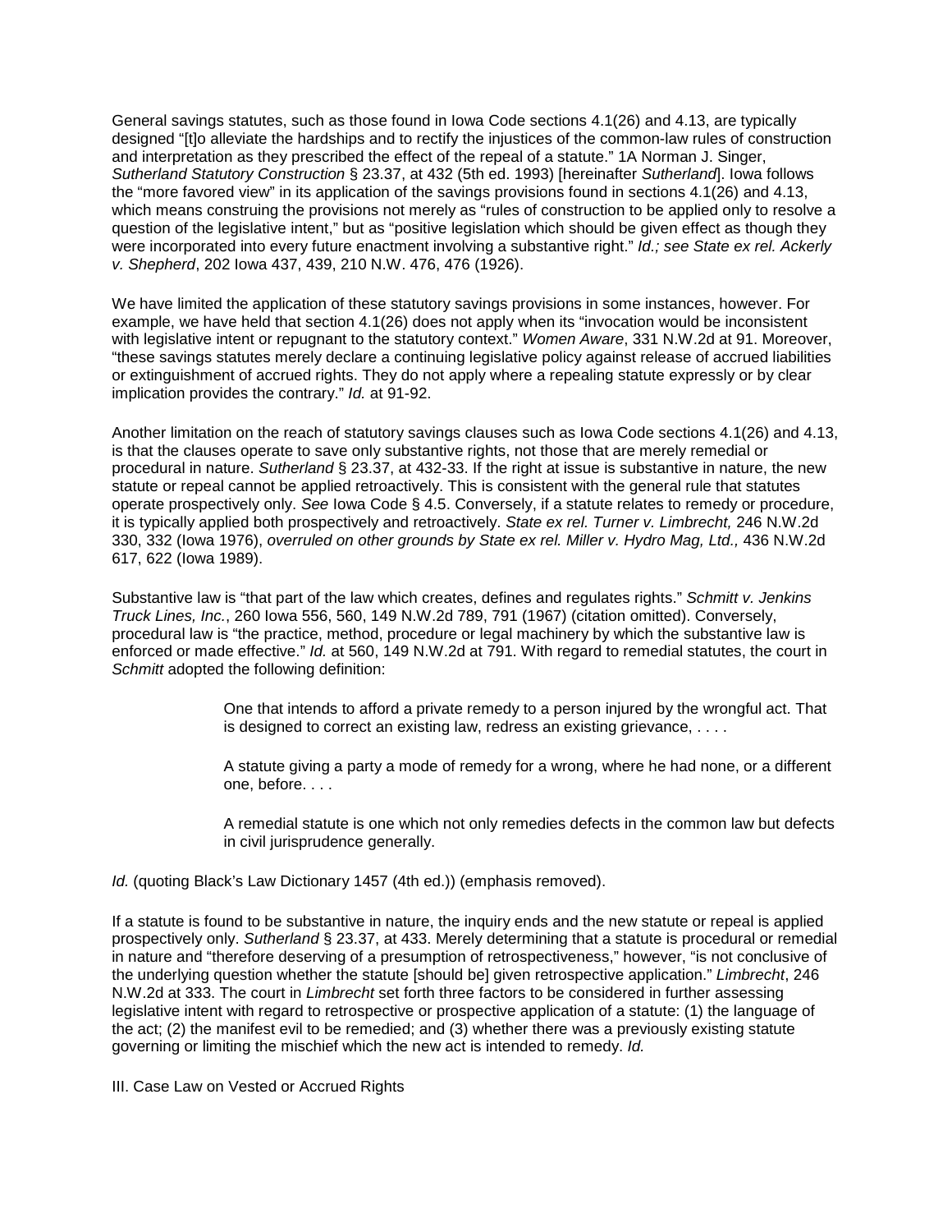General savings statutes, such as those found in Iowa Code sections 4.1(26) and 4.13, are typically designed "[t]o alleviate the hardships and to rectify the injustices of the common-law rules of construction and interpretation as they prescribed the effect of the repeal of a statute." 1A Norman J. Singer, *Sutherland Statutory Construction* § 23.37, at 432 (5th ed. 1993) [hereinafter *Sutherland*]. Iowa follows the "more favored view" in its application of the savings provisions found in sections 4.1(26) and 4.13, which means construing the provisions not merely as "rules of construction to be applied only to resolve a question of the legislative intent," but as "positive legislation which should be given effect as though they were incorporated into every future enactment involving a substantive right." *Id.; see State ex rel. Ackerly v. Shepherd*, 202 Iowa 437, 439, 210 N.W. 476, 476 (1926).

We have limited the application of these statutory savings provisions in some instances, however. For example, we have held that section 4.1(26) does not apply when its "invocation would be inconsistent with legislative intent or repugnant to the statutory context." *Women Aware*, 331 N.W.2d at 91. Moreover, "these savings statutes merely declare a continuing legislative policy against release of accrued liabilities or extinguishment of accrued rights. They do not apply where a repealing statute expressly or by clear implication provides the contrary." *Id.* at 91-92.

Another limitation on the reach of statutory savings clauses such as Iowa Code sections 4.1(26) and 4.13, is that the clauses operate to save only substantive rights, not those that are merely remedial or procedural in nature. *Sutherland* § 23.37, at 432-33. If the right at issue is substantive in nature, the new statute or repeal cannot be applied retroactively. This is consistent with the general rule that statutes operate prospectively only. *See* Iowa Code § 4.5. Conversely, if a statute relates to remedy or procedure, it is typically applied both prospectively and retroactively. *State ex rel. Turner v. Limbrecht,* 246 N.W.2d 330, 332 (Iowa 1976), *overruled on other grounds by State ex rel. Miller v. Hydro Mag, Ltd.,* 436 N.W.2d 617, 622 (Iowa 1989).

Substantive law is "that part of the law which creates, defines and regulates rights." *Schmitt v. Jenkins Truck Lines, Inc.*, 260 Iowa 556, 560, 149 N.W.2d 789, 791 (1967) (citation omitted). Conversely, procedural law is "the practice, method, procedure or legal machinery by which the substantive law is enforced or made effective." *Id.* at 560, 149 N.W.2d at 791. With regard to remedial statutes, the court in *Schmitt* adopted the following definition:

> One that intends to afford a private remedy to a person injured by the wrongful act. That is designed to correct an existing law, redress an existing grievance, . . . .
>
> A statute giving a party a mode of remedy for a wrong, where he had none, or a different one, before. . . .
>
> A remedial statute is one which not only remedies defects in the common law but defects in civil jurisprudence generally.

*Id.* (quoting Black's Law Dictionary 1457 (4th ed.)) (emphasis removed).

If a statute is found to be substantive in nature, the inquiry ends and the new statute or repeal is applied prospectively only. *Sutherland* § 23.37, at 433. Merely determining that a statute is procedural or remedial in nature and "therefore deserving of a presumption of retrospectiveness," however, "is not conclusive of the underlying question whether the statute [should be] given retrospective application." *Limbrecht*, 246 N.W.2d at 333. The court in *Limbrecht* set forth three factors to be considered in further assessing legislative intent with regard to retrospective or prospective application of a statute: (1) the language of the act; (2) the manifest evil to be remedied; and (3) whether there was a previously existing statute governing or limiting the mischief which the new act is intended to remedy. *Id.*

## III. Case Law on Vested or Accrued Rights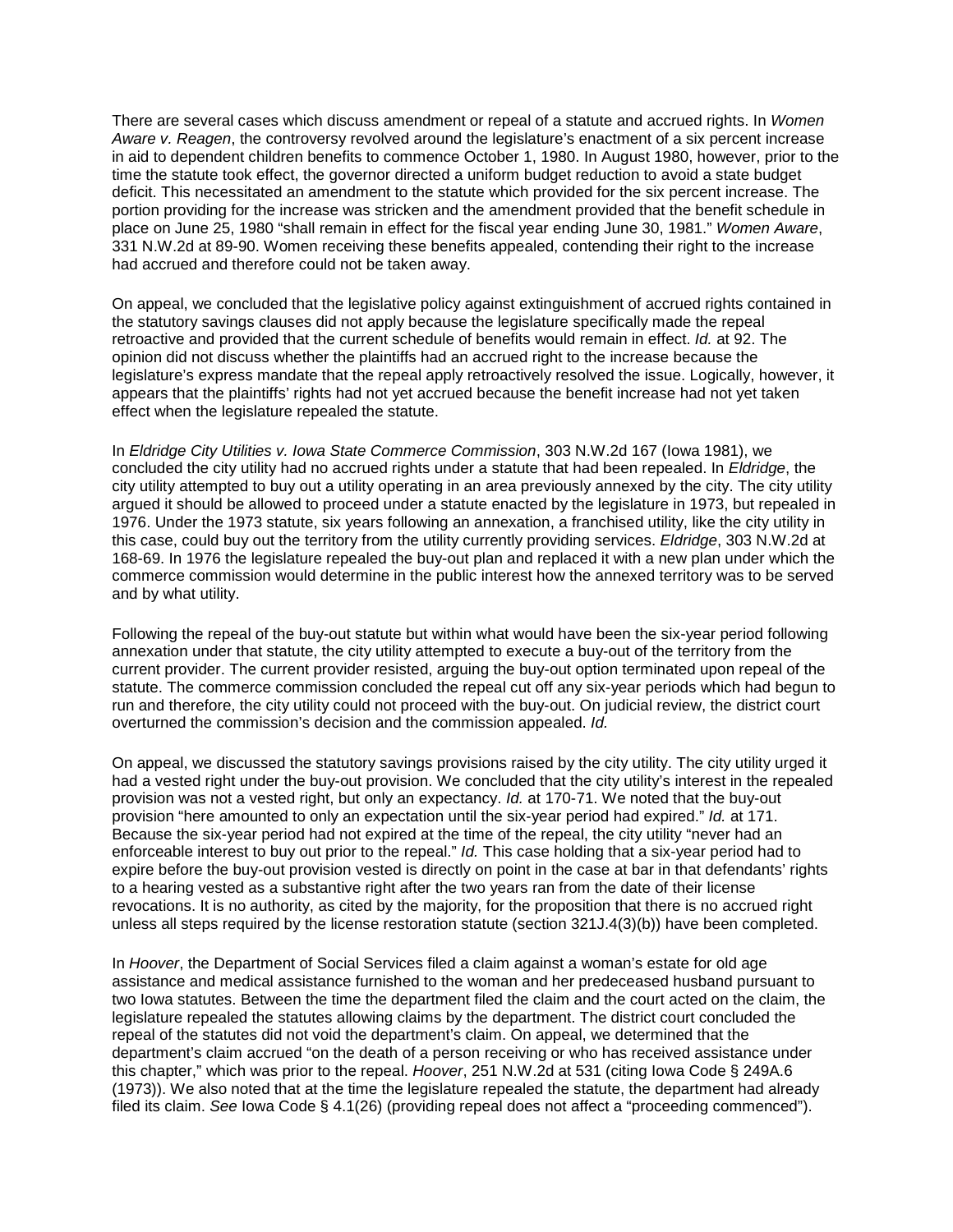There are several cases which discuss amendment or repeal of a statute and accrued rights. In *Women Aware v. Reagen*, the controversy revolved around the legislature's enactment of a six percent increase in aid to dependent children benefits to commence October 1, 1980. In August 1980, however, prior to the time the statute took effect, the governor directed a uniform budget reduction to avoid a state budget deficit. This necessitated an amendment to the statute which provided for the six percent increase. The portion providing for the increase was stricken and the amendment provided that the benefit schedule in place on June 25, 1980 "shall remain in effect for the fiscal year ending June 30, 1981." *Women Aware*, 331 N.W.2d at 89-90. Women receiving these benefits appealed, contending their right to the increase had accrued and therefore could not be taken away.

On appeal, we concluded that the legislative policy against extinguishment of accrued rights contained in the statutory savings clauses did not apply because the legislature specifically made the repeal retroactive and provided that the current schedule of benefits would remain in effect. *Id.* at 92. The opinion did not discuss whether the plaintiffs had an accrued right to the increase because the legislature's express mandate that the repeal apply retroactively resolved the issue. Logically, however, it appears that the plaintiffs' rights had not yet accrued because the benefit increase had not yet taken effect when the legislature repealed the statute.

In *Eldridge City Utilities v. Iowa State Commerce Commission*, 303 N.W.2d 167 (Iowa 1981), we concluded the city utility had no accrued rights under a statute that had been repealed. In *Eldridge*, the city utility attempted to buy out a utility operating in an area previously annexed by the city. The city utility argued it should be allowed to proceed under a statute enacted by the legislature in 1973, but repealed in 1976. Under the 1973 statute, six years following an annexation, a franchised utility, like the city utility in this case, could buy out the territory from the utility currently providing services. *Eldridge*, 303 N.W.2d at 168-69. In 1976 the legislature repealed the buy-out plan and replaced it with a new plan under which the commerce commission would determine in the public interest how the annexed territory was to be served and by what utility.

Following the repeal of the buy-out statute but within what would have been the six-year period following annexation under that statute, the city utility attempted to execute a buy-out of the territory from the current provider. The current provider resisted, arguing the buy-out option terminated upon repeal of the statute. The commerce commission concluded the repeal cut off any six-year periods which had begun to run and therefore, the city utility could not proceed with the buy-out. On judicial review, the district court overturned the commission's decision and the commission appealed. *Id.*

On appeal, we discussed the statutory savings provisions raised by the city utility. The city utility urged it had a vested right under the buy-out provision. We concluded that the city utility's interest in the repealed provision was not a vested right, but only an expectancy. *Id.* at 170-71. We noted that the buy-out provision "here amounted to only an expectation until the six-year period had expired." *Id.* at 171. Because the six-year period had not expired at the time of the repeal, the city utility "never had an enforceable interest to buy out prior to the repeal." *Id.* This case holding that a six-year period had to expire before the buy-out provision vested is directly on point in the case at bar in that defendants' rights to a hearing vested as a substantive right after the two years ran from the date of their license revocations. It is no authority, as cited by the majority, for the proposition that there is no accrued right unless all steps required by the license restoration statute (section 321J.4(3)(b)) have been completed.

In *Hoover*, the Department of Social Services filed a claim against a woman's estate for old age assistance and medical assistance furnished to the woman and her predeceased husband pursuant to two Iowa statutes. Between the time the department filed the claim and the court acted on the claim, the legislature repealed the statutes allowing claims by the department. The district court concluded the repeal of the statutes did not void the department's claim. On appeal, we determined that the department's claim accrued "on the death of a person receiving or who has received assistance under this chapter," which was prior to the repeal. *Hoover*, 251 N.W.2d at 531 (citing Iowa Code § 249A.6 (1973)). We also noted that at the time the legislature repealed the statute, the department had already filed its claim. *See* Iowa Code § 4.1(26) (providing repeal does not affect a "proceeding commenced").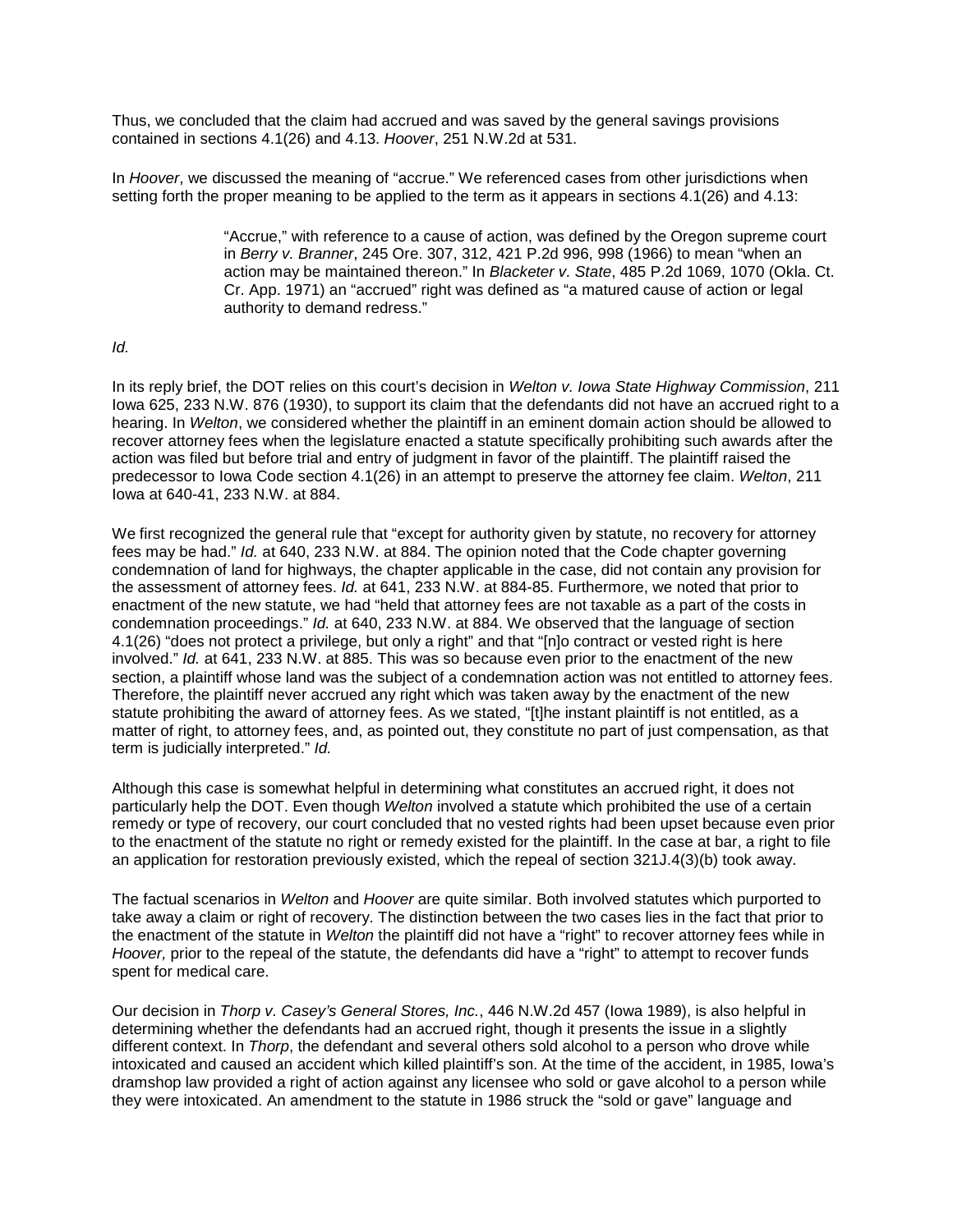Thus, we concluded that the claim had accrued and was saved by the general savings provisions contained in sections 4.1(26) and 4.13. *Hoover*, 251 N.W.2d at 531.

In *Hoover*, we discussed the meaning of "accrue." We referenced cases from other jurisdictions when setting forth the proper meaning to be applied to the term as it appears in sections 4.1(26) and 4.13:

> "Accrue," with reference to a cause of action, was defined by the Oregon supreme court in *Berry v. Branner*, 245 Ore. 307, 312, 421 P.2d 996, 998 (1966) to mean "when an action may be maintained thereon." In *Blacketer v. State*, 485 P.2d 1069, 1070 (Okla. Ct. Cr. App. 1971) an "accrued" right was defined as "a matured cause of action or legal authority to demand redress."

*Id.*

In its reply brief, the DOT relies on this court's decision in *Welton v. Iowa State Highway Commission*, 211 Iowa 625, 233 N.W. 876 (1930), to support its claim that the defendants did not have an accrued right to a hearing. In *Welton*, we considered whether the plaintiff in an eminent domain action should be allowed to recover attorney fees when the legislature enacted a statute specifically prohibiting such awards after the action was filed but before trial and entry of judgment in favor of the plaintiff. The plaintiff raised the predecessor to Iowa Code section 4.1(26) in an attempt to preserve the attorney fee claim. *Welton*, 211 Iowa at 640-41, 233 N.W. at 884.

We first recognized the general rule that "except for authority given by statute, no recovery for attorney fees may be had." *Id.* at 640, 233 N.W. at 884. The opinion noted that the Code chapter governing condemnation of land for highways, the chapter applicable in the case, did not contain any provision for the assessment of attorney fees. *Id.* at 641, 233 N.W. at 884-85. Furthermore, we noted that prior to enactment of the new statute, we had "held that attorney fees are not taxable as a part of the costs in condemnation proceedings." *Id.* at 640, 233 N.W. at 884. We observed that the language of section 4.1(26) "does not protect a privilege, but only a right" and that "[n]o contract or vested right is here involved." *Id.* at 641, 233 N.W. at 885. This was so because even prior to the enactment of the new section, a plaintiff whose land was the subject of a condemnation action was not entitled to attorney fees. Therefore, the plaintiff never accrued any right which was taken away by the enactment of the new statute prohibiting the award of attorney fees. As we stated, "[t]he instant plaintiff is not entitled, as a matter of right, to attorney fees, and, as pointed out, they constitute no part of just compensation, as that term is judicially interpreted." *Id.*

Although this case is somewhat helpful in determining what constitutes an accrued right, it does not particularly help the DOT. Even though *Welton* involved a statute which prohibited the use of a certain remedy or type of recovery, our court concluded that no vested rights had been upset because even prior to the enactment of the statute no right or remedy existed for the plaintiff. In the case at bar, a right to file an application for restoration previously existed, which the repeal of section 321J.4(3)(b) took away.

The factual scenarios in *Welton* and *Hoover* are quite similar. Both involved statutes which purported to take away a claim or right of recovery. The distinction between the two cases lies in the fact that prior to the enactment of the statute in *Welton* the plaintiff did not have a "right" to recover attorney fees while in *Hoover,* prior to the repeal of the statute, the defendants did have a "right" to attempt to recover funds spent for medical care.

Our decision in *Thorp v. Casey's General Stores, Inc.*, 446 N.W.2d 457 (Iowa 1989), is also helpful in determining whether the defendants had an accrued right, though it presents the issue in a slightly different context. In *Thorp*, the defendant and several others sold alcohol to a person who drove while intoxicated and caused an accident which killed plaintiff's son. At the time of the accident, in 1985, Iowa's dramshop law provided a right of action against any licensee who sold or gave alcohol to a person while they were intoxicated. An amendment to the statute in 1986 struck the "sold or gave" language and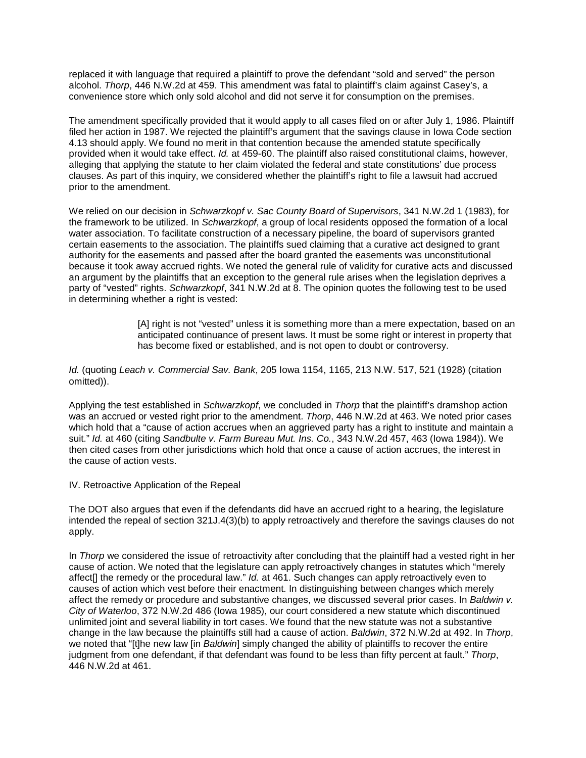replaced it with language that required a plaintiff to prove the defendant "sold and served" the person alcohol. *Thorp*, 446 N.W.2d at 459. This amendment was fatal to plaintiff's claim against Casey's, a convenience store which only sold alcohol and did not serve it for consumption on the premises.

The amendment specifically provided that it would apply to all cases filed on or after July 1, 1986. Plaintiff filed her action in 1987. We rejected the plaintiff's argument that the savings clause in Iowa Code section 4.13 should apply. We found no merit in that contention because the amended statute specifically provided when it would take effect. *Id.* at 459-60. The plaintiff also raised constitutional claims, however, alleging that applying the statute to her claim violated the federal and state constitutions' due process clauses. As part of this inquiry, we considered whether the plaintiff's right to file a lawsuit had accrued prior to the amendment.

We relied on our decision in *Schwarzkopf v. Sac County Board of Supervisors*, 341 N.W.2d 1 (1983), for the framework to be utilized. In *Schwarzkopf*, a group of local residents opposed the formation of a local water association. To facilitate construction of a necessary pipeline, the board of supervisors granted certain easements to the association. The plaintiffs sued claiming that a curative act designed to grant authority for the easements and passed after the board granted the easements was unconstitutional because it took away accrued rights. We noted the general rule of validity for curative acts and discussed an argument by the plaintiffs that an exception to the general rule arises when the legislation deprives a party of "vested" rights. *Schwarzkopf*, 341 N.W.2d at 8. The opinion quotes the following test to be used in determining whether a right is vested:

> [A] right is not "vested" unless it is something more than a mere expectation, based on an anticipated continuance of present laws. It must be some right or interest in property that has become fixed or established, and is not open to doubt or controversy.

*Id.* (quoting *Leach v. Commercial Sav. Bank*, 205 Iowa 1154, 1165, 213 N.W. 517, 521 (1928) (citation omitted)).

Applying the test established in *Schwarzkopf*, we concluded in *Thorp* that the plaintiff's dramshop action was an accrued or vested right prior to the amendment. *Thorp*, 446 N.W.2d at 463. We noted prior cases which hold that a "cause of action accrues when an aggrieved party has a right to institute and maintain a suit." *Id.* at 460 (citing *Sandbulte v. Farm Bureau Mut. Ins. Co.*, 343 N.W.2d 457, 463 (Iowa 1984)). We then cited cases from other jurisdictions which hold that once a cause of action accrues, the interest in the cause of action vests.

## IV. Retroactive Application of the Repeal

The DOT also argues that even if the defendants did have an accrued right to a hearing, the legislature intended the repeal of section 321J.4(3)(b) to apply retroactively and therefore the savings clauses do not apply.

In *Thorp* we considered the issue of retroactivity after concluding that the plaintiff had a vested right in her cause of action. We noted that the legislature can apply retroactively changes in statutes which "merely affect[] the remedy or the procedural law." *Id.* at 461. Such changes can apply retroactively even to causes of action which vest before their enactment. In distinguishing between changes which merely affect the remedy or procedure and substantive changes, we discussed several prior cases. In *Baldwin v. City of Waterloo*, 372 N.W.2d 486 (Iowa 1985), our court considered a new statute which discontinued unlimited joint and several liability in tort cases. We found that the new statute was not a substantive change in the law because the plaintiffs still had a cause of action. *Baldwin*, 372 N.W.2d at 492. In *Thorp*, we noted that "[t]he new law [in *Baldwin*] simply changed the ability of plaintiffs to recover the entire judgment from one defendant, if that defendant was found to be less than fifty percent at fault." *Thorp*, 446 N.W.2d at 461.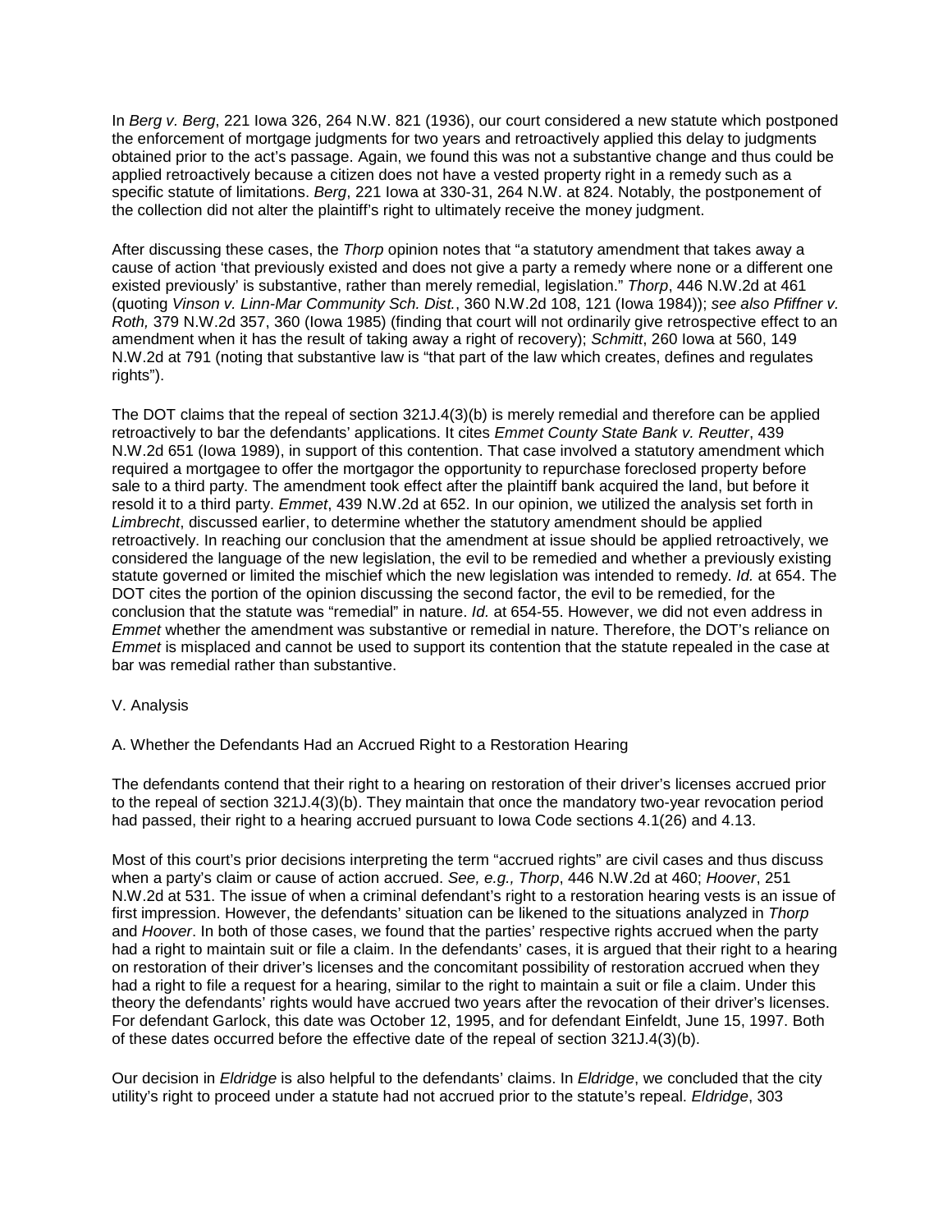In *Berg v. Berg*, 221 Iowa 326, 264 N.W. 821 (1936), our court considered a new statute which postponed the enforcement of mortgage judgments for two years and retroactively applied this delay to judgments obtained prior to the act's passage. Again, we found this was not a substantive change and thus could be applied retroactively because a citizen does not have a vested property right in a remedy such as a specific statute of limitations. *Berg*, 221 Iowa at 330-31, 264 N.W. at 824. Notably, the postponement of the collection did not alter the plaintiff's right to ultimately receive the money judgment.

After discussing these cases, the *Thorp* opinion notes that "a statutory amendment that takes away a cause of action 'that previously existed and does not give a party a remedy where none or a different one existed previously' is substantive, rather than merely remedial, legislation." *Thorp*, 446 N.W.2d at 461 (quoting *Vinson v. Linn-Mar Community Sch. Dist.*, 360 N.W.2d 108, 121 (Iowa 1984)); *see also Pfiffner v. Roth,* 379 N.W.2d 357, 360 (Iowa 1985) (finding that court will not ordinarily give retrospective effect to an amendment when it has the result of taking away a right of recovery); *Schmitt*, 260 Iowa at 560, 149 N.W.2d at 791 (noting that substantive law is "that part of the law which creates, defines and regulates rights").

The DOT claims that the repeal of section 321J.4(3)(b) is merely remedial and therefore can be applied retroactively to bar the defendants' applications. It cites *Emmet County State Bank v. Reutter*, 439 N.W.2d 651 (Iowa 1989), in support of this contention. That case involved a statutory amendment which required a mortgagee to offer the mortgagor the opportunity to repurchase foreclosed property before sale to a third party. The amendment took effect after the plaintiff bank acquired the land, but before it resold it to a third party. *Emmet*, 439 N.W.2d at 652. In our opinion, we utilized the analysis set forth in *Limbrecht*, discussed earlier, to determine whether the statutory amendment should be applied retroactively. In reaching our conclusion that the amendment at issue should be applied retroactively, we considered the language of the new legislation, the evil to be remedied and whether a previously existing statute governed or limited the mischief which the new legislation was intended to remedy. *Id.* at 654. The DOT cites the portion of the opinion discussing the second factor, the evil to be remedied, for the conclusion that the statute was "remedial" in nature. *Id.* at 654-55. However, we did not even address in *Emmet* whether the amendment was substantive or remedial in nature. Therefore, the DOT's reliance on *Emmet* is misplaced and cannot be used to support its contention that the statute repealed in the case at bar was remedial rather than substantive.

## V. Analysis

### A. Whether the Defendants Had an Accrued Right to a Restoration Hearing

The defendants contend that their right to a hearing on restoration of their driver's licenses accrued prior to the repeal of section 321J.4(3)(b). They maintain that once the mandatory two-year revocation period had passed, their right to a hearing accrued pursuant to Iowa Code sections 4.1(26) and 4.13.

Most of this court's prior decisions interpreting the term "accrued rights" are civil cases and thus discuss when a party's claim or cause of action accrued. *See, e.g., Thorp*, 446 N.W.2d at 460; *Hoover*, 251 N.W.2d at 531. The issue of when a criminal defendant's right to a restoration hearing vests is an issue of first impression. However, the defendants' situation can be likened to the situations analyzed in *Thorp* and *Hoover*. In both of those cases, we found that the parties' respective rights accrued when the party had a right to maintain suit or file a claim. In the defendants' cases, it is argued that their right to a hearing on restoration of their driver's licenses and the concomitant possibility of restoration accrued when they had a right to file a request for a hearing, similar to the right to maintain a suit or file a claim. Under this theory the defendants' rights would have accrued two years after the revocation of their driver's licenses. For defendant Garlock, this date was October 12, 1995, and for defendant Einfeldt, June 15, 1997. Both of these dates occurred before the effective date of the repeal of section 321J.4(3)(b).

Our decision in *Eldridge* is also helpful to the defendants' claims. In *Eldridge*, we concluded that the city utility's right to proceed under a statute had not accrued prior to the statute's repeal. *Eldridge*, 303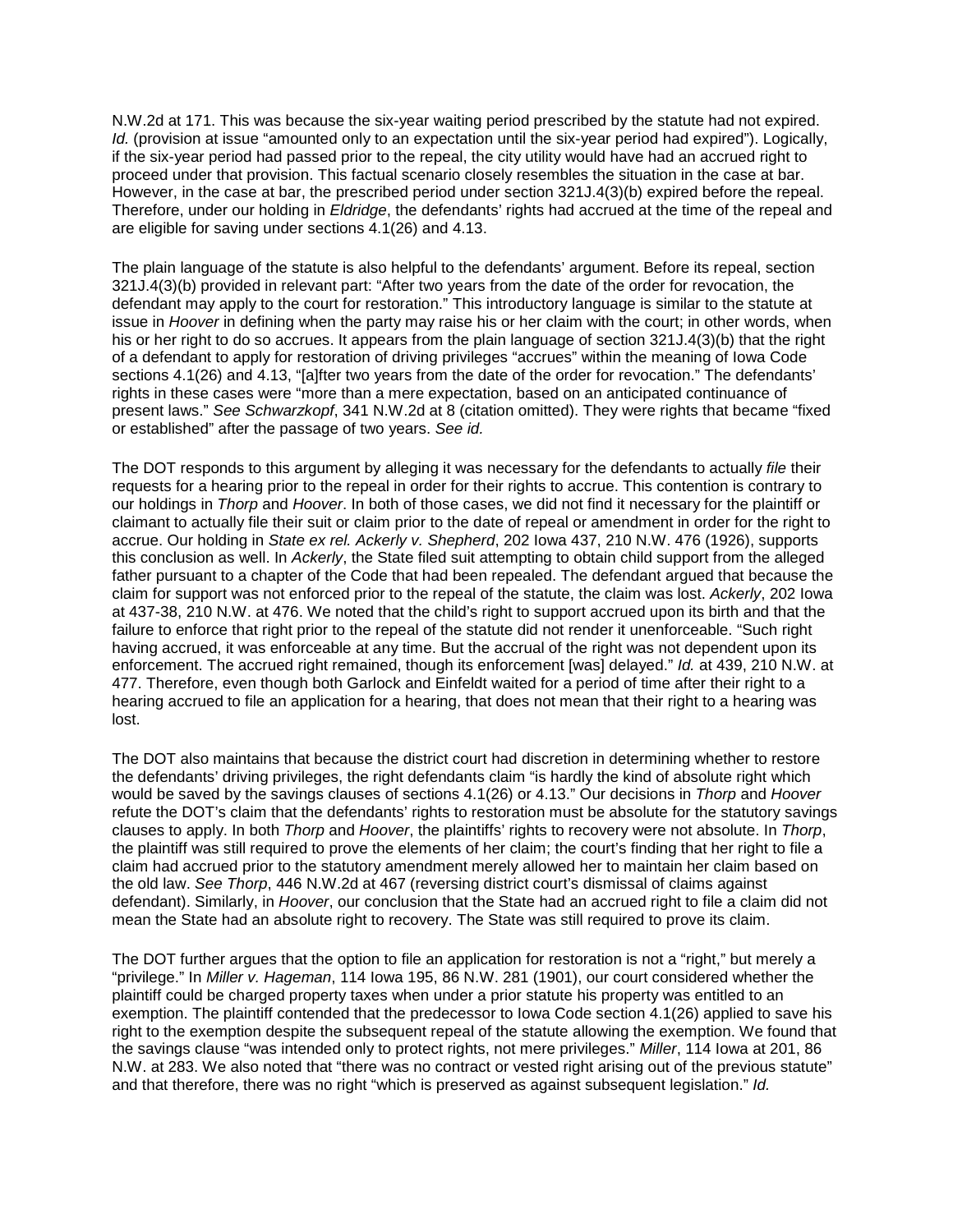N.W.2d at 171. This was because the six-year waiting period prescribed by the statute had not expired. *Id.* (provision at issue "amounted only to an expectation until the six-year period had expired"). Logically, if the six-year period had passed prior to the repeal, the city utility would have had an accrued right to proceed under that provision. This factual scenario closely resembles the situation in the case at bar. However, in the case at bar, the prescribed period under section 321J.4(3)(b) expired before the repeal. Therefore, under our holding in *Eldridge*, the defendants' rights had accrued at the time of the repeal and are eligible for saving under sections 4.1(26) and 4.13.

The plain language of the statute is also helpful to the defendants' argument. Before its repeal, section 321J.4(3)(b) provided in relevant part: "After two years from the date of the order for revocation, the defendant may apply to the court for restoration." This introductory language is similar to the statute at issue in *Hoover* in defining when the party may raise his or her claim with the court; in other words, when his or her right to do so accrues. It appears from the plain language of section 321J.4(3)(b) that the right of a defendant to apply for restoration of driving privileges "accrues" within the meaning of Iowa Code sections 4.1(26) and 4.13, "[a]fter two years from the date of the order for revocation." The defendants' rights in these cases were "more than a mere expectation, based on an anticipated continuance of present laws." *See Schwarzkopf*, 341 N.W.2d at 8 (citation omitted). They were rights that became "fixed or established" after the passage of two years. *See id.*

The DOT responds to this argument by alleging it was necessary for the defendants to actually *file* their requests for a hearing prior to the repeal in order for their rights to accrue. This contention is contrary to our holdings in *Thorp* and *Hoover*. In both of those cases, we did not find it necessary for the plaintiff or claimant to actually file their suit or claim prior to the date of repeal or amendment in order for the right to accrue. Our holding in *State ex rel. Ackerly v. Shepherd*, 202 Iowa 437, 210 N.W. 476 (1926), supports this conclusion as well. In *Ackerly*, the State filed suit attempting to obtain child support from the alleged father pursuant to a chapter of the Code that had been repealed. The defendant argued that because the claim for support was not enforced prior to the repeal of the statute, the claim was lost. *Ackerly*, 202 Iowa at 437-38, 210 N.W. at 476. We noted that the child's right to support accrued upon its birth and that the failure to enforce that right prior to the repeal of the statute did not render it unenforceable. "Such right having accrued, it was enforceable at any time. But the accrual of the right was not dependent upon its enforcement. The accrued right remained, though its enforcement [was] delayed." *Id.* at 439, 210 N.W. at 477. Therefore, even though both Garlock and Einfeldt waited for a period of time after their right to a hearing accrued to file an application for a hearing, that does not mean that their right to a hearing was lost.

The DOT also maintains that because the district court had discretion in determining whether to restore the defendants' driving privileges, the right defendants claim "is hardly the kind of absolute right which would be saved by the savings clauses of sections 4.1(26) or 4.13." Our decisions in *Thorp* and *Hoover* refute the DOT's claim that the defendants' rights to restoration must be absolute for the statutory savings clauses to apply. In both *Thorp* and *Hoover*, the plaintiffs' rights to recovery were not absolute. In *Thorp*, the plaintiff was still required to prove the elements of her claim; the court's finding that her right to file a claim had accrued prior to the statutory amendment merely allowed her to maintain her claim based on the old law. *See Thorp*, 446 N.W.2d at 467 (reversing district court's dismissal of claims against defendant). Similarly, in *Hoover*, our conclusion that the State had an accrued right to file a claim did not mean the State had an absolute right to recovery. The State was still required to prove its claim.

The DOT further argues that the option to file an application for restoration is not a "right," but merely a "privilege." In *Miller v. Hageman*, 114 Iowa 195, 86 N.W. 281 (1901), our court considered whether the plaintiff could be charged property taxes when under a prior statute his property was entitled to an exemption. The plaintiff contended that the predecessor to Iowa Code section 4.1(26) applied to save his right to the exemption despite the subsequent repeal of the statute allowing the exemption. We found that the savings clause "was intended only to protect rights, not mere privileges." *Miller*, 114 Iowa at 201, 86 N.W. at 283. We also noted that "there was no contract or vested right arising out of the previous statute" and that therefore, there was no right "which is preserved as against subsequent legislation." *Id.*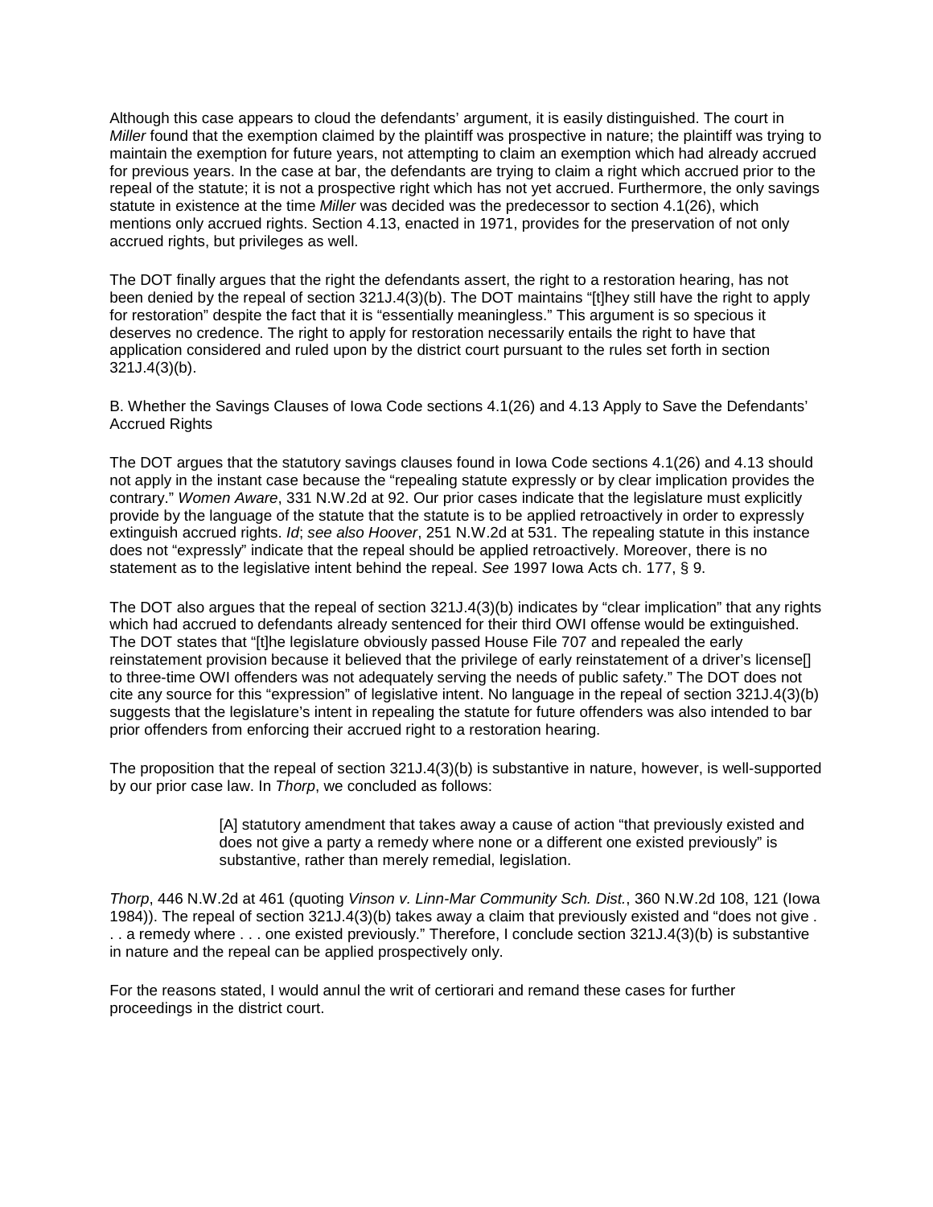Although this case appears to cloud the defendants' argument, it is easily distinguished. The court in *Miller* found that the exemption claimed by the plaintiff was prospective in nature; the plaintiff was trying to maintain the exemption for future years, not attempting to claim an exemption which had already accrued for previous years. In the case at bar, the defendants are trying to claim a right which accrued prior to the repeal of the statute; it is not a prospective right which has not yet accrued. Furthermore, the only savings statute in existence at the time *Miller* was decided was the predecessor to section 4.1(26), which mentions only accrued rights. Section 4.13, enacted in 1971, provides for the preservation of not only accrued rights, but privileges as well.

The DOT finally argues that the right the defendants assert, the right to a restoration hearing, has not been denied by the repeal of section 321J.4(3)(b). The DOT maintains "[t]hey still have the right to apply for restoration" despite the fact that it is "essentially meaningless." This argument is so specious it deserves no credence. The right to apply for restoration necessarily entails the right to have that application considered and ruled upon by the district court pursuant to the rules set forth in section 321J.4(3)(b).

B. Whether the Savings Clauses of Iowa Code sections 4.1(26) and 4.13 Apply to Save the Defendants' Accrued Rights

The DOT argues that the statutory savings clauses found in Iowa Code sections 4.1(26) and 4.13 should not apply in the instant case because the "repealing statute expressly or by clear implication provides the contrary." *Women Aware*, 331 N.W.2d at 92. Our prior cases indicate that the legislature must explicitly provide by the language of the statute that the statute is to be applied retroactively in order to expressly extinguish accrued rights. *Id*; *see also Hoover*, 251 N.W.2d at 531. The repealing statute in this instance does not "expressly" indicate that the repeal should be applied retroactively. Moreover, there is no statement as to the legislative intent behind the repeal. *See* 1997 Iowa Acts ch. 177, § 9.

The DOT also argues that the repeal of section 321J.4(3)(b) indicates by "clear implication" that any rights which had accrued to defendants already sentenced for their third OWI offense would be extinguished. The DOT states that "[t]he legislature obviously passed House File 707 and repealed the early reinstatement provision because it believed that the privilege of early reinstatement of a driver's license[] to three-time OWI offenders was not adequately serving the needs of public safety." The DOT does not cite any source for this "expression" of legislative intent. No language in the repeal of section 321J.4(3)(b) suggests that the legislature's intent in repealing the statute for future offenders was also intended to bar prior offenders from enforcing their accrued right to a restoration hearing.

The proposition that the repeal of section 321J.4(3)(b) is substantive in nature, however, is well-supported by our prior case law. In *Thorp*, we concluded as follows:

> [A] statutory amendment that takes away a cause of action "that previously existed and does not give a party a remedy where none or a different one existed previously" is substantive, rather than merely remedial, legislation.

*Thorp*, 446 N.W.2d at 461 (quoting *Vinson v. Linn-Mar Community Sch. Dist.*, 360 N.W.2d 108, 121 (Iowa 1984)). The repeal of section 321J.4(3)(b) takes away a claim that previously existed and "does not give . . . a remedy where . . . one existed previously." Therefore, I conclude section 321J.4(3)(b) is substantive in nature and the repeal can be applied prospectively only.

For the reasons stated, I would annul the writ of certiorari and remand these cases for further proceedings in the district court.